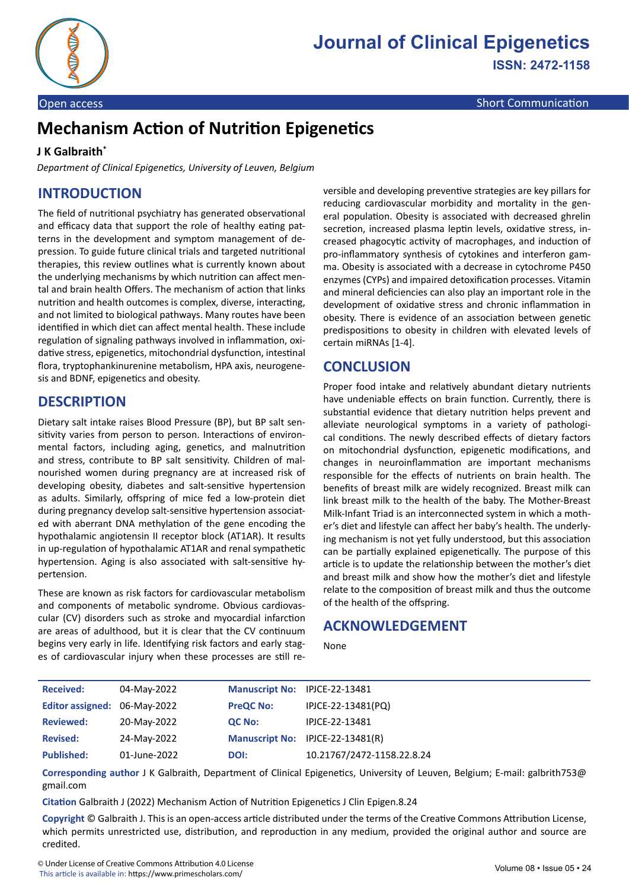# Journal of Clinical Epigenetics

**ISSN: 2472-1158**

Open access | Short Communication

# Mechanism Action of Nutrition Epigenetics

**J K Galbraith***

*Department of Clinical Epigenetics, University of Leuven, Belgium*

## INTRODUCTION

The field of nutritional psychiatry has generated observational and efficacy data that support the role of healthy eating patterns in the development and symptom management of depression. To guide future clinical trials and targeted nutritional therapies, this review outlines what is currently known about the underlying mechanisms by which nutrition can affect mental and brain health Offers. The mechanism of action that links nutrition and health outcomes is complex, diverse, interacting, and not limited to biological pathways. Many routes have been identified in which diet can affect mental health. These include regulation of signaling pathways involved in inflammation, oxidative stress, epigenetics, mitochondrial dysfunction, intestinal flora, tryptophankinurenine metabolism, HPA axis, neurogenesis and BDNF, epigenetics and obesity.

## DESCRIPTION

Dietary salt intake raises Blood Pressure (BP), but BP salt sensitivity varies from person to person. Interactions of environmental factors, including aging, genetics, and malnutrition and stress, contribute to BP salt sensitivity. Children of malnourished women during pregnancy are at increased risk of developing obesity, diabetes and salt-sensitive hypertension as adults. Similarly, offspring of mice fed a low-protein diet during pregnancy develop salt-sensitive hypertension associated with aberrant DNA methylation of the gene encoding the hypothalamic angiotensin II receptor block (AT1AR). It results in up-regulation of hypothalamic AT1AR and renal sympathetic hypertension. Aging is also associated with salt-sensitive hypertension.

These are known as risk factors for cardiovascular metabolism and components of metabolic syndrome. Obvious cardiovascular (CV) disorders such as stroke and myocardial infarction are areas of adulthood, but it is clear that the CV continuum begins very early in life. Identifying risk factors and early stages of cardiovascular injury when these processes are still reversible and developing preventive strategies are key pillars for reducing cardiovascular morbidity and mortality in the general population. Obesity is associated with decreased ghrelin secretion, increased plasma leptin levels, oxidative stress, increased phagocytic activity of macrophages, and induction of pro-inflammatory synthesis of cytokines and interferon gamma. Obesity is associated with a decrease in cytochrome P450 enzymes (CYPs) and impaired detoxification processes. Vitamin and mineral deficiencies can also play an important role in the development of oxidative stress and chronic inflammation in obesity. There is evidence of an association between genetic predispositions to obesity in children with elevated levels of certain miRNAs [1-4].

## CONCLUSION

Proper food intake and relatively abundant dietary nutrients have undeniable effects on brain function. Currently, there is substantial evidence that dietary nutrition helps prevent and alleviate neurological symptoms in a variety of pathological conditions. The newly described effects of dietary factors on mitochondrial dysfunction, epigenetic modifications, and changes in neuroinflammation are important mechanisms responsible for the effects of nutrients on brain health. The benefits of breast milk are widely recognized. Breast milk can link breast milk to the health of the baby. The Mother-Breast Milk-Infant Triad is an interconnected system in which a mother's diet and lifestyle can affect her baby's health. The underlying mechanism is not yet fully understood, but this association can be partially explained epigenetically. The purpose of this article is to update the relationship between the mother's diet and breast milk and show how the mother's diet and lifestyle relate to the composition of breast milk and thus the outcome of the health of the offspring.

## ACKNOWLEDGEMENT

None

| | | | |
|---|---|---|---|
| **Received:** | 04-May-2022 | **Manuscript No:** | IPJCE-22-13481 |
| **Editor assigned:** | 06-May-2022 | **PreQC No:** | IPJCE-22-13481(PQ) |
| **Reviewed:** | 20-May-2022 | **QC No:** | IPJCE-22-13481 |
| **Revised:** | 24-May-2022 | **Manuscript No:** | IPJCE-22-13481(R) |
| **Published:** | 01-June-2022 | **DOI:** | 10.21767/2472-1158.22.8.24 |

**Corresponding author** J K Galbraith, Department of Clinical Epigenetics, University of Leuven, Belgium; E-mail: galbrith753@gmail.com

**Citation** Galbraith J (2022) Mechanism Action of Nutrition Epigenetics J Clin Epigen.8.24

**Copyright** © Galbraith J. This is an open-access article distributed under the terms of the Creative Commons Attribution License, which permits unrestricted use, distribution, and reproduction in any medium, provided the original author and source are credited.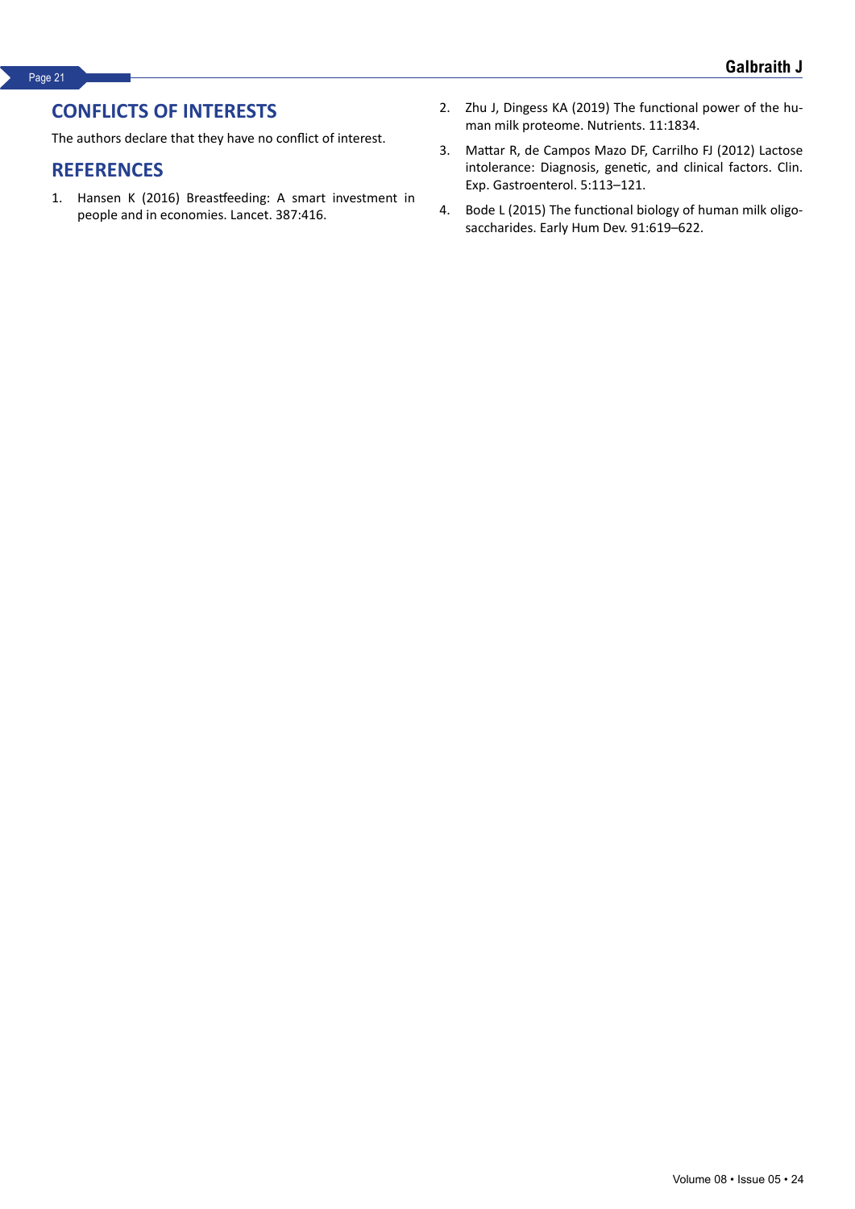## CONFLICTS OF INTERESTS

The authors declare that they have no conflict of interest.

## REFERENCES

1. Hansen K (2016) Breastfeeding: A smart investment in people and in economies. Lancet. 387:416.
2. Zhu J, Dingess KA (2019) The functional power of the human milk proteome. Nutrients. 11:1834.
3. Mattar R, de Campos Mazo DF, Carrilho FJ (2012) Lactose intolerance: Diagnosis, genetic, and clinical factors. Clin. Exp. Gastroenterol. 5:113–121.
4. Bode L (2015) The functional biology of human milk oligosaccharides. Early Hum Dev. 91:619–622.